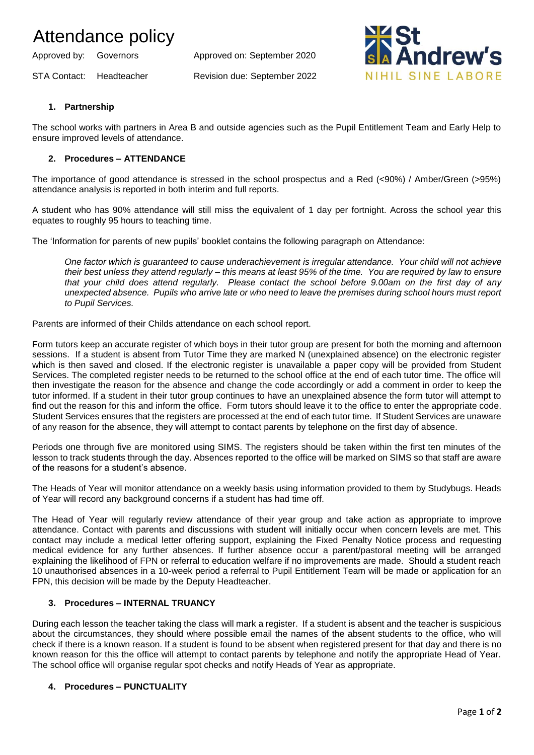# Attendance policy

Approved by: Governors    Approved on: September 2020

STA Contact: Headteacher    Revision due: September 2022

St Andrew's
NIHIL SINE LABORE

## 1. Partnership

The school works with partners in Area B and outside agencies such as the Pupil Entitlement Team and Early Help to ensure improved levels of attendance.

## 2. Procedures – ATTENDANCE

The importance of good attendance is stressed in the school prospectus and a Red (<90%) / Amber/Green (>95%) attendance analysis is reported in both interim and full reports.

A student who has 90% attendance will still miss the equivalent of 1 day per fortnight. Across the school year this equates to roughly 95 hours to teaching time.

The 'Information for parents of new pupils' booklet contains the following paragraph on Attendance:

> *One factor which is guaranteed to cause underachievement is irregular attendance. Your child will not achieve their best unless they attend regularly – this means at least 95% of the time. You are required by law to ensure that your child does attend regularly. Please contact the school before 9.00am on the first day of any unexpected absence. Pupils who arrive late or who need to leave the premises during school hours must report to Pupil Services.*

Parents are informed of their Childs attendance on each school report.

Form tutors keep an accurate register of which boys in their tutor group are present for both the morning and afternoon sessions. If a student is absent from Tutor Time they are marked N (unexplained absence) on the electronic register which is then saved and closed. If the electronic register is unavailable a paper copy will be provided from Student Services. The completed register needs to be returned to the school office at the end of each tutor time. The office will then investigate the reason for the absence and change the code accordingly or add a comment in order to keep the tutor informed. If a student in their tutor group continues to have an unexplained absence the form tutor will attempt to find out the reason for this and inform the office. Form tutors should leave it to the office to enter the appropriate code. Student Services ensures that the registers are processed at the end of each tutor time. If Student Services are unaware of any reason for the absence, they will attempt to contact parents by telephone on the first day of absence.

Periods one through five are monitored using SIMS. The registers should be taken within the first ten minutes of the lesson to track students through the day. Absences reported to the office will be marked on SIMS so that staff are aware of the reasons for a student's absence.

The Heads of Year will monitor attendance on a weekly basis using information provided to them by Studybugs. Heads of Year will record any background concerns if a student has had time off.

The Head of Year will regularly review attendance of their year group and take action as appropriate to improve attendance. Contact with parents and discussions with student will initially occur when concern levels are met. This contact may include a medical letter offering support, explaining the Fixed Penalty Notice process and requesting medical evidence for any further absences. If further absence occur a parent/pastoral meeting will be arranged explaining the likelihood of FPN or referral to education welfare if no improvements are made. Should a student reach 10 unauthorised absences in a 10-week period a referral to Pupil Entitlement Team will be made or application for an FPN, this decision will be made by the Deputy Headteacher.

## 3. Procedures – INTERNAL TRUANCY

During each lesson the teacher taking the class will mark a register. If a student is absent and the teacher is suspicious about the circumstances, they should where possible email the names of the absent students to the office, who will check if there is a known reason. If a student is found to be absent when registered present for that day and there is no known reason for this the office will attempt to contact parents by telephone and notify the appropriate Head of Year. The school office will organise regular spot checks and notify Heads of Year as appropriate.

## 4. Procedures – PUNCTUALITY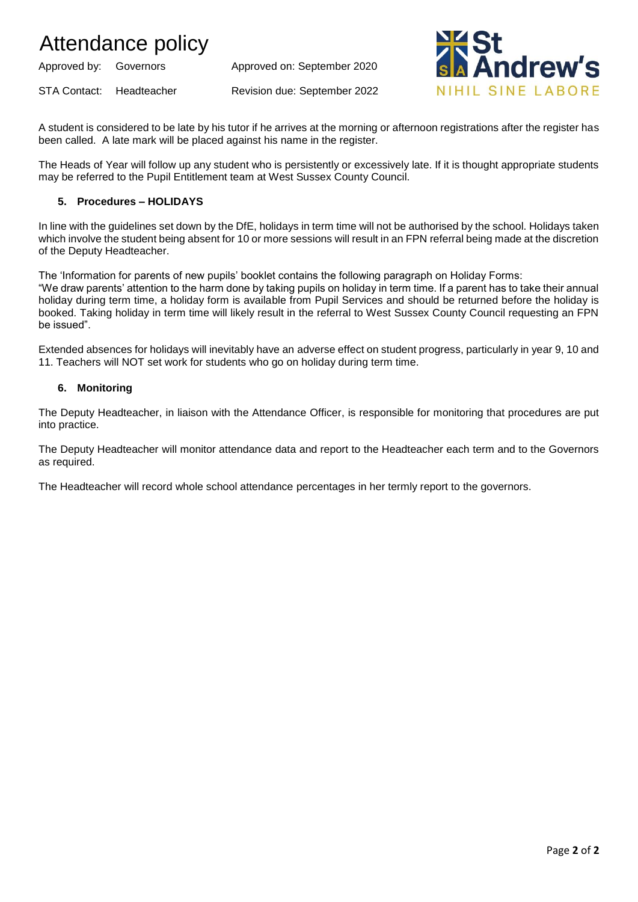# Attendance policy

Approved by: Governors | Approved on: September 2020

STA Contact: Headteacher | Revision due: September 2022

A student is considered to be late by his tutor if he arrives at the morning or afternoon registrations after the register has been called. A late mark will be placed against his name in the register.

The Heads of Year will follow up any student who is persistently or excessively late. If it is thought appropriate students may be referred to the Pupil Entitlement team at West Sussex County Council.

### 5. Procedures – HOLIDAYS

In line with the guidelines set down by the DfE, holidays in term time will not be authorised by the school. Holidays taken which involve the student being absent for 10 or more sessions will result in an FPN referral being made at the discretion of the Deputy Headteacher.

The 'Information for parents of new pupils' booklet contains the following paragraph on Holiday Forms:
"We draw parents' attention to the harm done by taking pupils on holiday in term time. If a parent has to take their annual holiday during term time, a holiday form is available from Pupil Services and should be returned before the holiday is booked. Taking holiday in term time will likely result in the referral to West Sussex County Council requesting an FPN be issued".

Extended absences for holidays will inevitably have an adverse effect on student progress, particularly in year 9, 10 and 11. Teachers will NOT set work for students who go on holiday during term time.

### 6. Monitoring

The Deputy Headteacher, in liaison with the Attendance Officer, is responsible for monitoring that procedures are put into practice.

The Deputy Headteacher will monitor attendance data and report to the Headteacher each term and to the Governors as required.

The Headteacher will record whole school attendance percentages in her termly report to the governors.